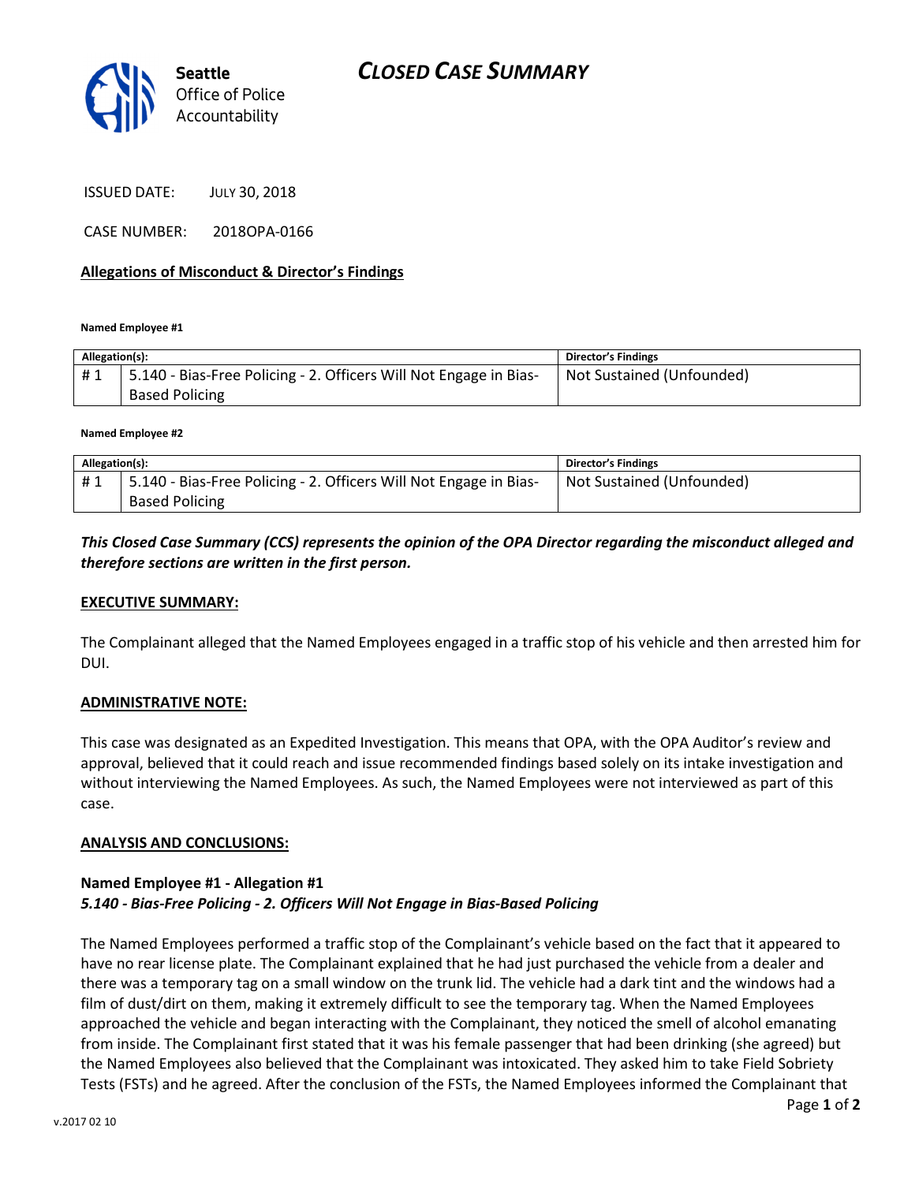# CLOSED CASE SUMMARY

Seattle Office of Police Accountability

ISSUED DATE: JULY 30, 2018

CASE NUMBER: 2018OPA-0166

## Allegations of Misconduct & Director's Findings

**Named Employee #1**

| Allegation(s): | | Director's Findings |
|---|---|---|
| # 1 | 5.140 - Bias-Free Policing - 2. Officers Will Not Engage in Bias-Based Policing | Not Sustained (Unfounded) |

**Named Employee #2**

| Allegation(s): | | Director's Findings |
|---|---|---|
| # 1 | 5.140 - Bias-Free Policing - 2. Officers Will Not Engage in Bias-Based Policing | Not Sustained (Unfounded) |

***This Closed Case Summary (CCS) represents the opinion of the OPA Director regarding the misconduct alleged and therefore sections are written in the first person.***

### EXECUTIVE SUMMARY:

The Complainant alleged that the Named Employees engaged in a traffic stop of his vehicle and then arrested him for DUI.

### ADMINISTRATIVE NOTE:

This case was designated as an Expedited Investigation. This means that OPA, with the OPA Auditor's review and approval, believed that it could reach and issue recommended findings based solely on its intake investigation and without interviewing the Named Employees. As such, the Named Employees were not interviewed as part of this case.

### ANALYSIS AND CONCLUSIONS:

**Named Employee #1 - Allegation #1**
***5.140 - Bias-Free Policing - 2. Officers Will Not Engage in Bias-Based Policing***

The Named Employees performed a traffic stop of the Complainant's vehicle based on the fact that it appeared to have no rear license plate. The Complainant explained that he had just purchased the vehicle from a dealer and there was a temporary tag on a small window on the trunk lid. The vehicle had a dark tint and the windows had a film of dust/dirt on them, making it extremely difficult to see the temporary tag. When the Named Employees approached the vehicle and began interacting with the Complainant, they noticed the smell of alcohol emanating from inside. The Complainant first stated that it was his female passenger that had been drinking (she agreed) but the Named Employees also believed that the Complainant was intoxicated. They asked him to take Field Sobriety Tests (FSTs) and he agreed. After the conclusion of the FSTs, the Named Employees informed the Complainant that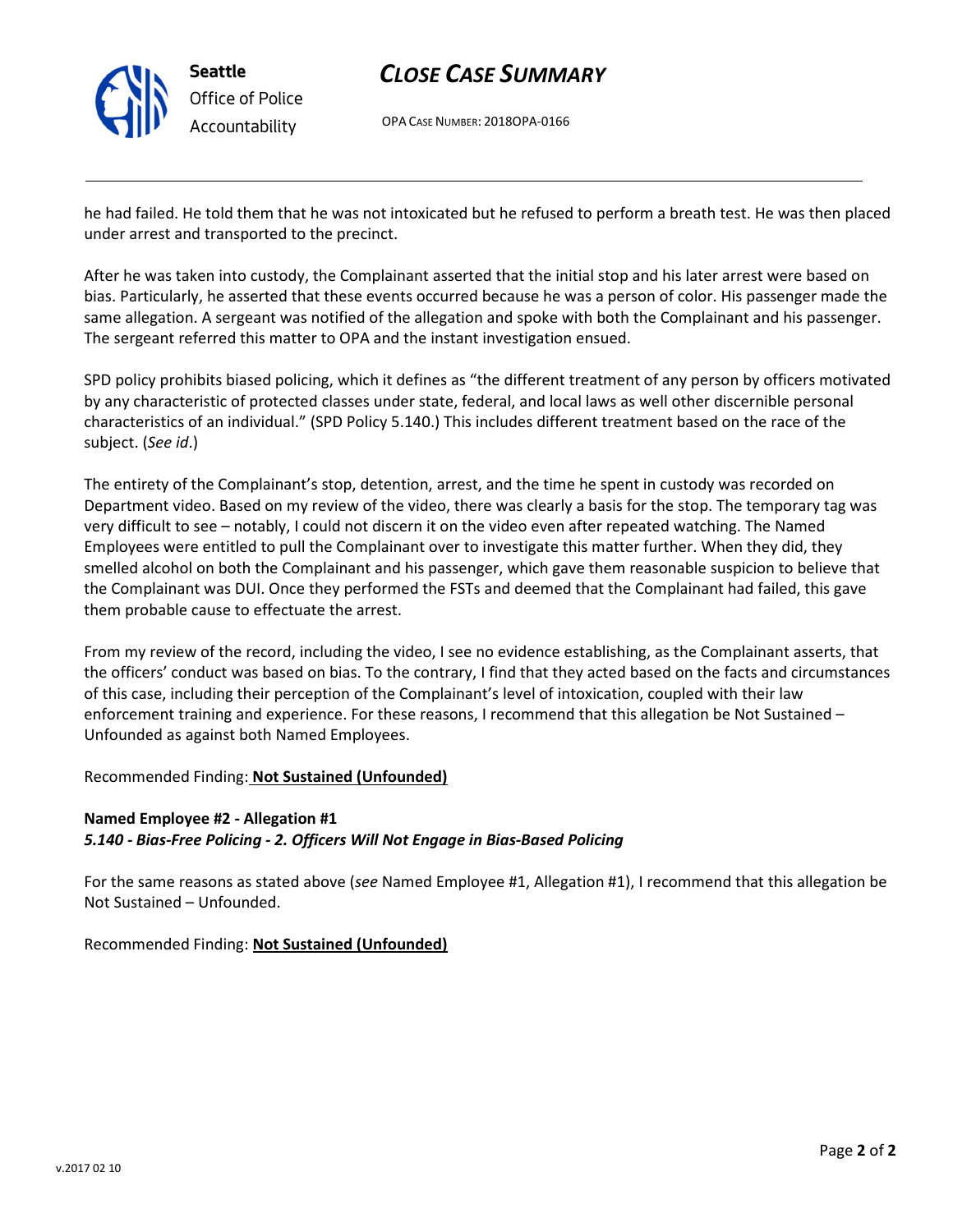he had failed. He told them that he was not intoxicated but he refused to perform a breath test. He was then placed under arrest and transported to the precinct.

After he was taken into custody, the Complainant asserted that the initial stop and his later arrest were based on bias. Particularly, he asserted that these events occurred because he was a person of color. His passenger made the same allegation. A sergeant was notified of the allegation and spoke with both the Complainant and his passenger. The sergeant referred this matter to OPA and the instant investigation ensued.

SPD policy prohibits biased policing, which it defines as "the different treatment of any person by officers motivated by any characteristic of protected classes under state, federal, and local laws as well other discernible personal characteristics of an individual." (SPD Policy 5.140.) This includes different treatment based on the race of the subject. (*See id*.)

The entirety of the Complainant's stop, detention, arrest, and the time he spent in custody was recorded on Department video. Based on my review of the video, there was clearly a basis for the stop. The temporary tag was very difficult to see – notably, I could not discern it on the video even after repeated watching. The Named Employees were entitled to pull the Complainant over to investigate this matter further. When they did, they smelled alcohol on both the Complainant and his passenger, which gave them reasonable suspicion to believe that the Complainant was DUI. Once they performed the FSTs and deemed that the Complainant had failed, this gave them probable cause to effectuate the arrest.

From my review of the record, including the video, I see no evidence establishing, as the Complainant asserts, that the officers' conduct was based on bias. To the contrary, I find that they acted based on the facts and circumstances of this case, including their perception of the Complainant's level of intoxication, coupled with their law enforcement training and experience. For these reasons, I recommend that this allegation be Not Sustained – Unfounded as against both Named Employees.

Recommended Finding: **Not Sustained (Unfounded)**

**Named Employee #2 - Allegation #1**
***5.140 - Bias-Free Policing - 2. Officers Will Not Engage in Bias-Based Policing***

For the same reasons as stated above (*see* Named Employee #1, Allegation #1), I recommend that this allegation be Not Sustained – Unfounded.

Recommended Finding: **Not Sustained (Unfounded)**